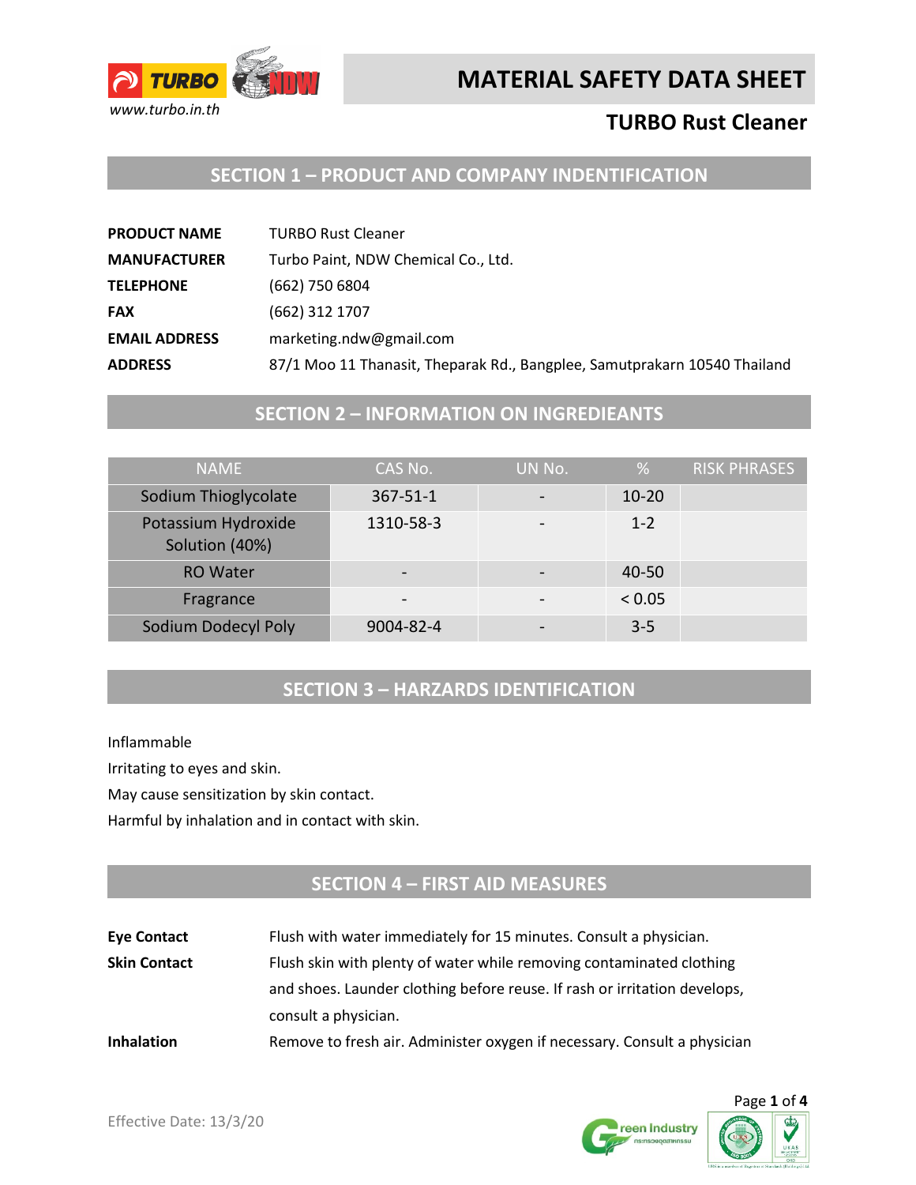# MATERIAL SAFETY DATA SHEET

## TURBO Rust Cleaner

www.turbo.in.th

## SECTION 1 – PRODUCT AND COMPANY INDENTIFICATION

**PRODUCT NAME** TURBO Rust Cleaner

**MANUFACTURER** Turbo Paint, NDW Chemical Co., Ltd.

**TELEPHONE** (662) 750 6804

**FAX** (662) 312 1707

**EMAIL ADDRESS** marketing.ndw@gmail.com

**ADDRESS** 87/1 Moo 11 Thanasit, Theparak Rd., Bangplee, Samutprakarn 10540 Thailand

## SECTION 2 – INFORMATION ON INGREDIEANTS

| NAME | CAS No. | UN No. | % | RISK PHRASES |
|---|---|---|---|---|
| Sodium Thioglycolate | 367-51-1 | - | 10-20 | |
| Potassium Hydroxide Solution (40%) | 1310-58-3 | - | 1-2 | |
| RO Water | - | - | 40-50 | |
| Fragrance | - | - | < 0.05 | |
| Sodium Dodecyl Poly | 9004-82-4 | - | 3-5 | |

## SECTION 3 – HARZARDS IDENTIFICATION

Inflammable

Irritating to eyes and skin.

May cause sensitization by skin contact.

Harmful by inhalation and in contact with skin.

## SECTION 4 – FIRST AID MEASURES

**Eye Contact** Flush with water immediately for 15 minutes. Consult a physician.

**Skin Contact** Flush skin with plenty of water while removing contaminated clothing and shoes. Launder clothing before reuse. If rash or irritation develops, consult a physician.

**Inhalation** Remove to fresh air. Administer oxygen if necessary. Consult a physician

Effective Date: 13/3/20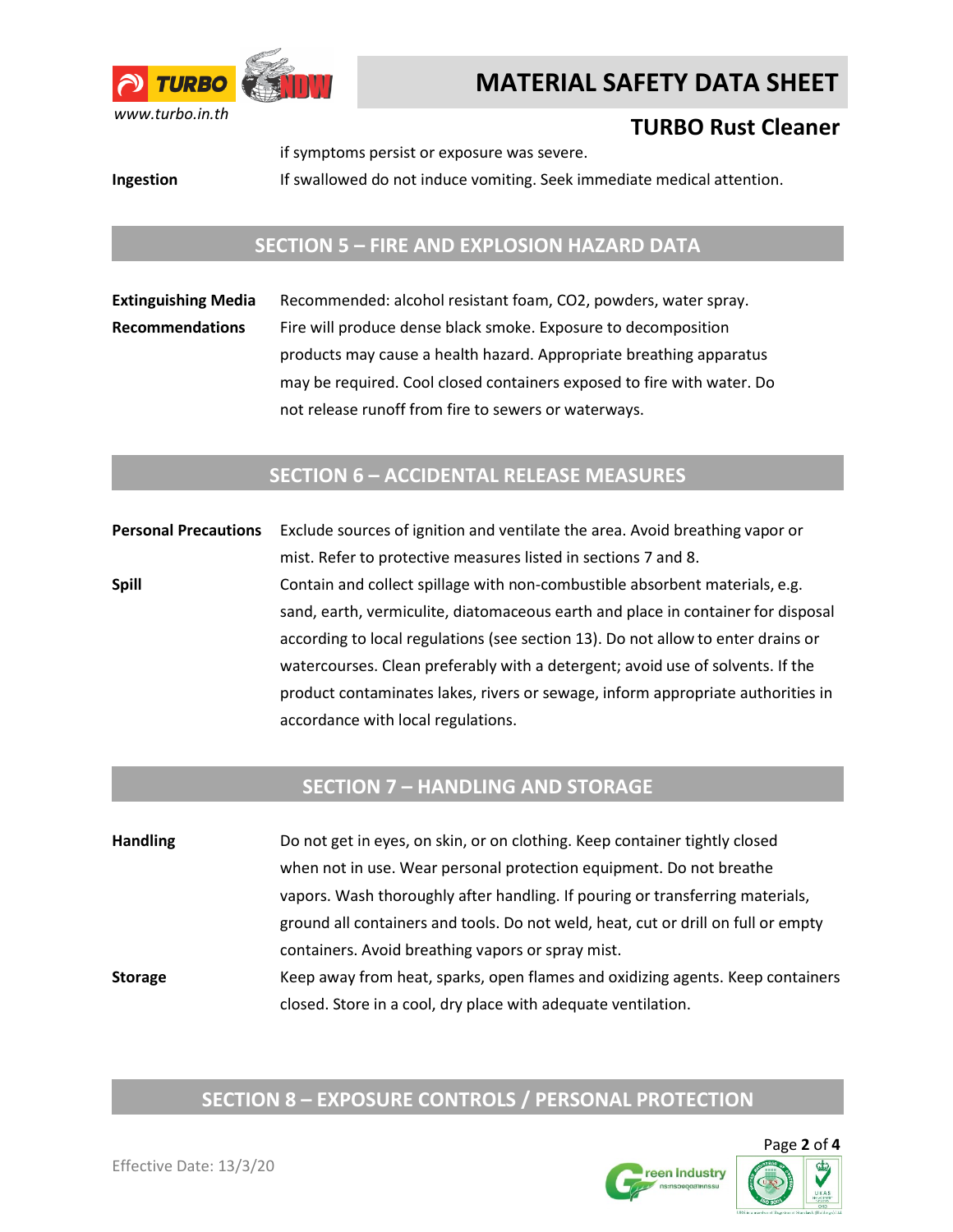if symptoms persist or exposure was severe.

**Ingestion** If swallowed do not induce vomiting. Seek immediate medical attention.

## SECTION 5 – FIRE AND EXPLOSION HAZARD DATA

**Extinguishing Media** Recommended: alcohol resistant foam, $CO_2$, powders, water spray.

**Recommendations** Fire will produce dense black smoke. Exposure to decomposition products may cause a health hazard. Appropriate breathing apparatus may be required. Cool closed containers exposed to fire with water. Do not release runoff from fire to sewers or waterways.

## SECTION 6 – ACCIDENTAL RELEASE MEASURES

**Personal Precautions** Exclude sources of ignition and ventilate the area. Avoid breathing vapor or mist. Refer to protective measures listed in sections 7 and 8.

**Spill** Contain and collect spillage with non-combustible absorbent materials, e.g. sand, earth, vermiculite, diatomaceous earth and place in container for disposal according to local regulations (see section 13). Do not allow to enter drains or watercourses. Clean preferably with a detergent; avoid use of solvents. If the product contaminates lakes, rivers or sewage, inform appropriate authorities in accordance with local regulations.

## SECTION 7 – HANDLING AND STORAGE

**Handling** Do not get in eyes, on skin, or on clothing. Keep container tightly closed when not in use. Wear personal protection equipment. Do not breathe vapors. Wash thoroughly after handling. If pouring or transferring materials, ground all containers and tools. Do not weld, heat, cut or drill on full or empty containers. Avoid breathing vapors or spray mist.

**Storage** Keep away from heat, sparks, open flames and oxidizing agents. Keep containers closed. Store in a cool, dry place with adequate ventilation.

## SECTION 8 – EXPOSURE CONTROLS / PERSONAL PROTECTION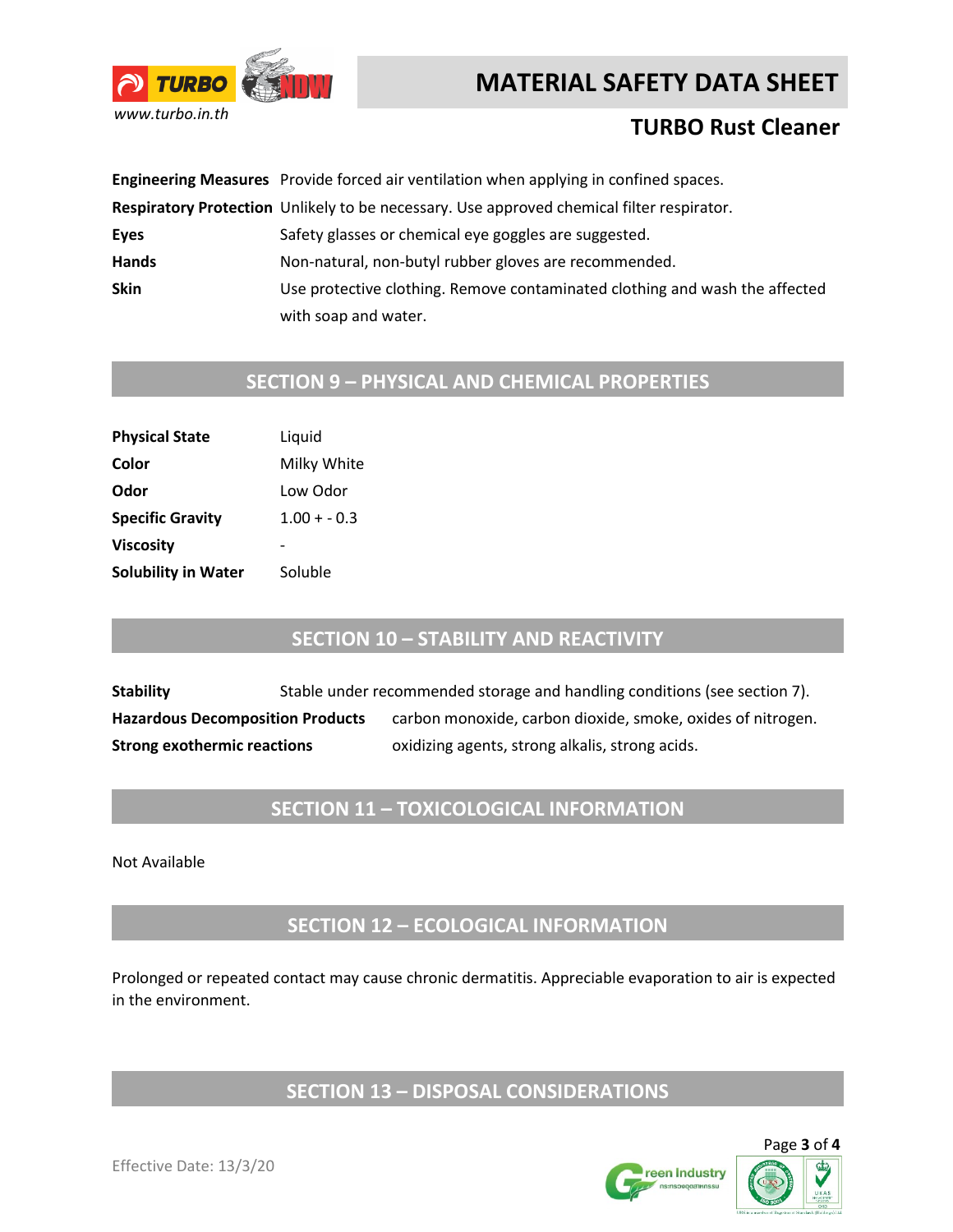| | |
|---|---|
| **Engineering Measures** | Provide forced air ventilation when applying in confined spaces. |
| **Respiratory Protection** | Unlikely to be necessary. Use approved chemical filter respirator. |
| **Eyes** | Safety glasses or chemical eye goggles are suggested. |
| **Hands** | Non-natural, non-butyl rubber gloves are recommended. |
| **Skin** | Use protective clothing. Remove contaminated clothing and wash the affected with soap and water. |

## SECTION 9 – PHYSICAL AND CHEMICAL PROPERTIES

| | |
|---|---|
| **Physical State** | Liquid |
| **Color** | Milky White |
| **Odor** | Low Odor |
| **Specific Gravity** | 1.00 + - 0.3 |
| **Viscosity** | - |
| **Solubility in Water** | Soluble |

## SECTION 10 – STABILITY AND REACTIVITY

| | |
|---|---|
| **Stability** | Stable under recommended storage and handling conditions (see section 7). |
| **Hazardous Decomposition Products** | carbon monoxide, carbon dioxide, smoke, oxides of nitrogen. |
| **Strong exothermic reactions** | oxidizing agents, strong alkalis, strong acids. |

## SECTION 11 – TOXICOLOGICAL INFORMATION

Not Available

## SECTION 12 – ECOLOGICAL INFORMATION

Prolonged or repeated contact may cause chronic dermatitis. Appreciable evaporation to air is expected in the environment.

## SECTION 13 – DISPOSAL CONSIDERATIONS

Effective Date: 13/3/20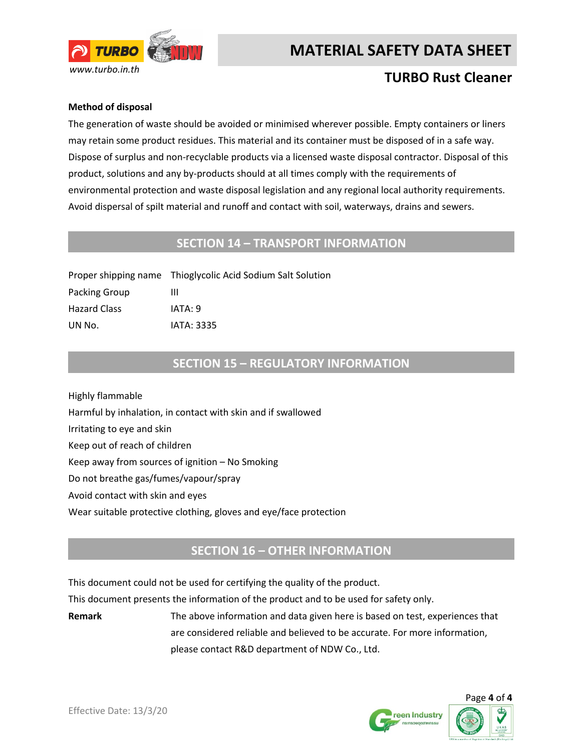**Method of disposal**

The generation of waste should be avoided or minimised wherever possible. Empty containers or liners may retain some product residues. This material and its container must be disposed of in a safe way. Dispose of surplus and non-recyclable products via a licensed waste disposal contractor. Disposal of this product, solutions and any by-products should at all times comply with the requirements of environmental protection and waste disposal legislation and any regional local authority requirements. Avoid dispersal of spilt material and runoff and contact with soil, waterways, drains and sewers.

## SECTION 14 – TRANSPORT INFORMATION

| | |
|---|---|
| Proper shipping name | Thioglycolic Acid Sodium Salt Solution |
| Packing Group | III |
| Hazard Class | IATA: 9 |
| UN No. | IATA: 3335 |

## SECTION 15 – REGULATORY INFORMATION

Highly flammable

Harmful by inhalation, in contact with skin and if swallowed

Irritating to eye and skin

Keep out of reach of children

Keep away from sources of ignition – No Smoking

Do not breathe gas/fumes/vapour/spray

Avoid contact with skin and eyes

Wear suitable protective clothing, gloves and eye/face protection

## SECTION 16 – OTHER INFORMATION

This document could not be used for certifying the quality of the product.

This document presents the information of the product and to be used for safety only.

**Remark** The above information and data given here is based on test, experiences that are considered reliable and believed to be accurate. For more information, please contact R&D department of NDW Co., Ltd.

Effective Date: 13/3/20